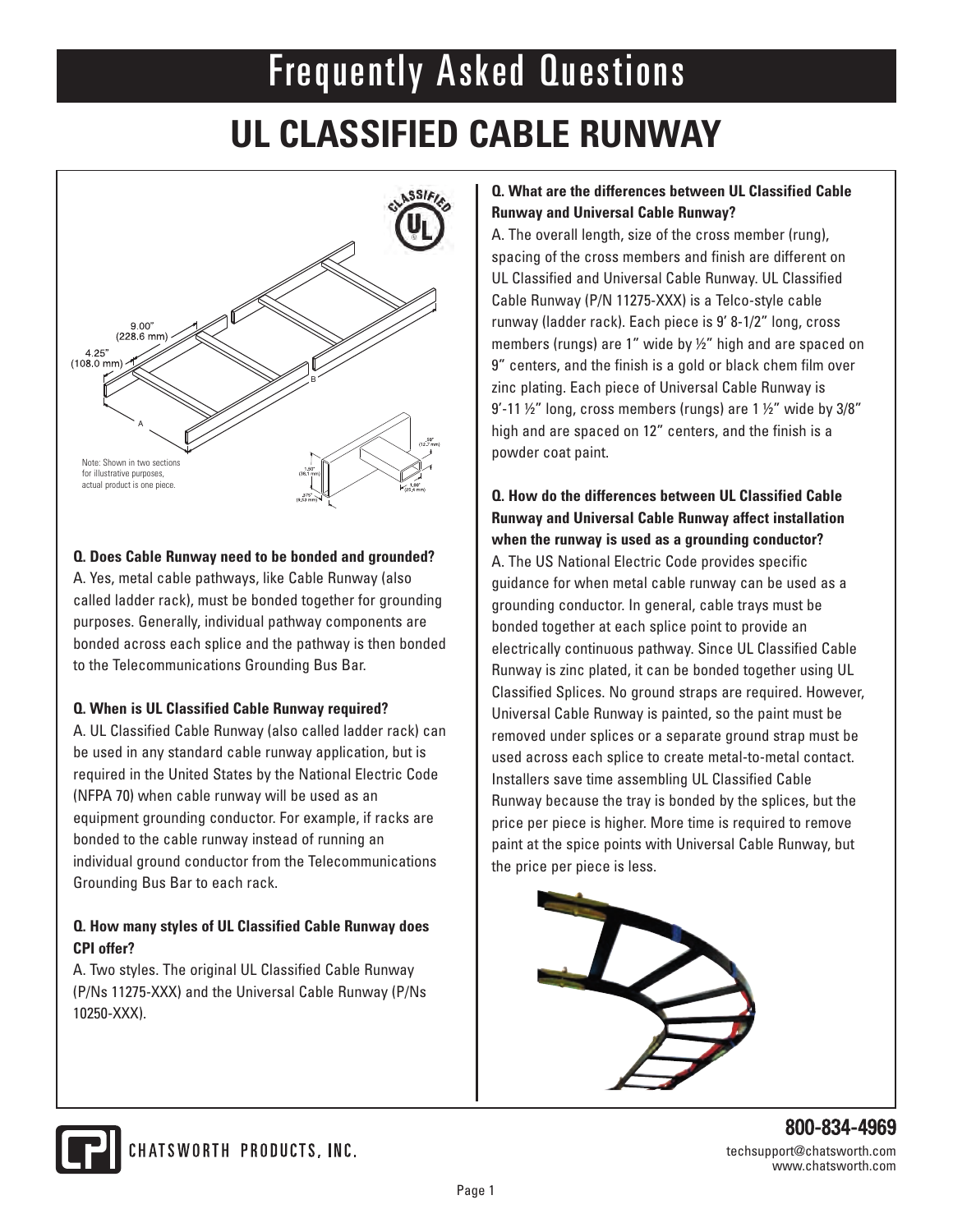# Frequently Asked Questions

# UL CLASSIFIED CABLE RUNWAY

Note: Shown in two sections for illustrative purposes, actual product is one piece.

**Q. Does Cable Runway need to be bonded and grounded?**

A. Yes, metal cable pathways, like Cable Runway (also called ladder rack), must be bonded together for grounding purposes. Generally, individual pathway components are bonded across each splice and the pathway is then bonded to the Telecommunications Grounding Bus Bar.

**Q. When is UL Classified Cable Runway required?**

A. UL Classified Cable Runway (also called ladder rack) can be used in any standard cable runway application, but is required in the United States by the National Electric Code (NFPA 70) when cable runway will be used as an equipment grounding conductor. For example, if racks are bonded to the cable runway instead of running an individual ground conductor from the Telecommunications Grounding Bus Bar to each rack.

**Q. How many styles of UL Classified Cable Runway does CPI offer?**

A. Two styles. The original UL Classified Cable Runway (P/Ns 11275-XXX) and the Universal Cable Runway (P/Ns 10250-XXX).

**Q. What are the differences between UL Classified Cable Runway and Universal Cable Runway?**

A. The overall length, size of the cross member (rung), spacing of the cross members and finish are different on UL Classified and Universal Cable Runway. UL Classified Cable Runway (P/N 11275-XXX) is a Telco-style cable runway (ladder rack). Each piece is 9' 8-1/2" long, cross members (rungs) are 1" wide by ½" high and are spaced on 9" centers, and the finish is a gold or black chem film over zinc plating. Each piece of Universal Cable Runway is 9'-11 ½" long, cross members (rungs) are 1 ½" wide by 3/8" high and are spaced on 12" centers, and the finish is a powder coat paint.

**Q. How do the differences between UL Classified Cable Runway and Universal Cable Runway affect installation when the runway is used as a grounding conductor?**

A. The US National Electric Code provides specific guidance for when metal cable runway can be used as a grounding conductor. In general, cable trays must be bonded together at each splice point to provide an electrically continuous pathway. Since UL Classified Cable Runway is zinc plated, it can be bonded together using UL Classified Splices. No ground straps are required. However, Universal Cable Runway is painted, so the paint must be removed under splices or a separate ground strap must be used across each splice to create metal-to-metal contact. Installers save time assembling UL Classified Cable Runway because the tray is bonded by the splices, but the price per piece is higher. More time is required to remove paint at the spice points with Universal Cable Runway, but the price per piece is less.

CHATSWORTH PRODUCTS, INC.

800-834-4969
techsupport@chatsworth.com
www.chatsworth.com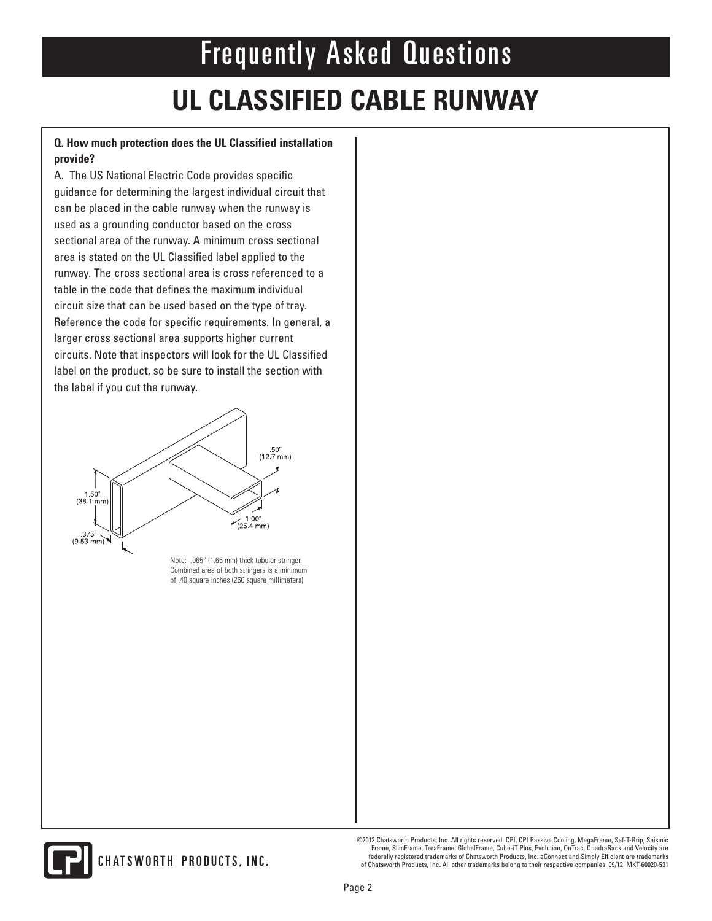# Frequently Asked Questions

## UL CLASSIFIED CABLE RUNWAY

**Q. How much protection does the UL Classified installation provide?**

A. The US National Electric Code provides specific guidance for determining the largest individual circuit that can be placed in the cable runway when the runway is used as a grounding conductor based on the cross sectional area of the runway. A minimum cross sectional area is stated on the UL Classified label applied to the runway. The cross sectional area is cross referenced to a table in the code that defines the maximum individual circuit size that can be used based on the type of tray. Reference the code for specific requirements. In general, a larger cross sectional area supports higher current circuits. Note that inspectors will look for the UL Classified label on the product, so be sure to install the section with the label if you cut the runway.

1.50" (38.1 mm)

.375" (9.53 mm)

.50" (12.7 mm)

1.00" (25.4 mm)

Note: .065" (1.65 mm) thick tubular stringer. Combined area of both stringers is a minimum of .40 square inches (260 square millimeters)

CHATSWORTH PRODUCTS, INC.

©2012 Chatsworth Products, Inc. All rights reserved. CPI, CPI Passive Cooling, MegaFrame, Saf-T-Grip, Seismic Frame, SlimFrame, TeraFrame, GlobalFrame, Cube-iT Plus, Evolution, OnTrac, QuadraRack and Velocity are federally registered trademarks of Chatsworth Products, Inc. eConnect and Simply Efficient are trademarks of Chatsworth Products, Inc. All other trademarks belong to their respective companies. 09/12 MKT-60020-531